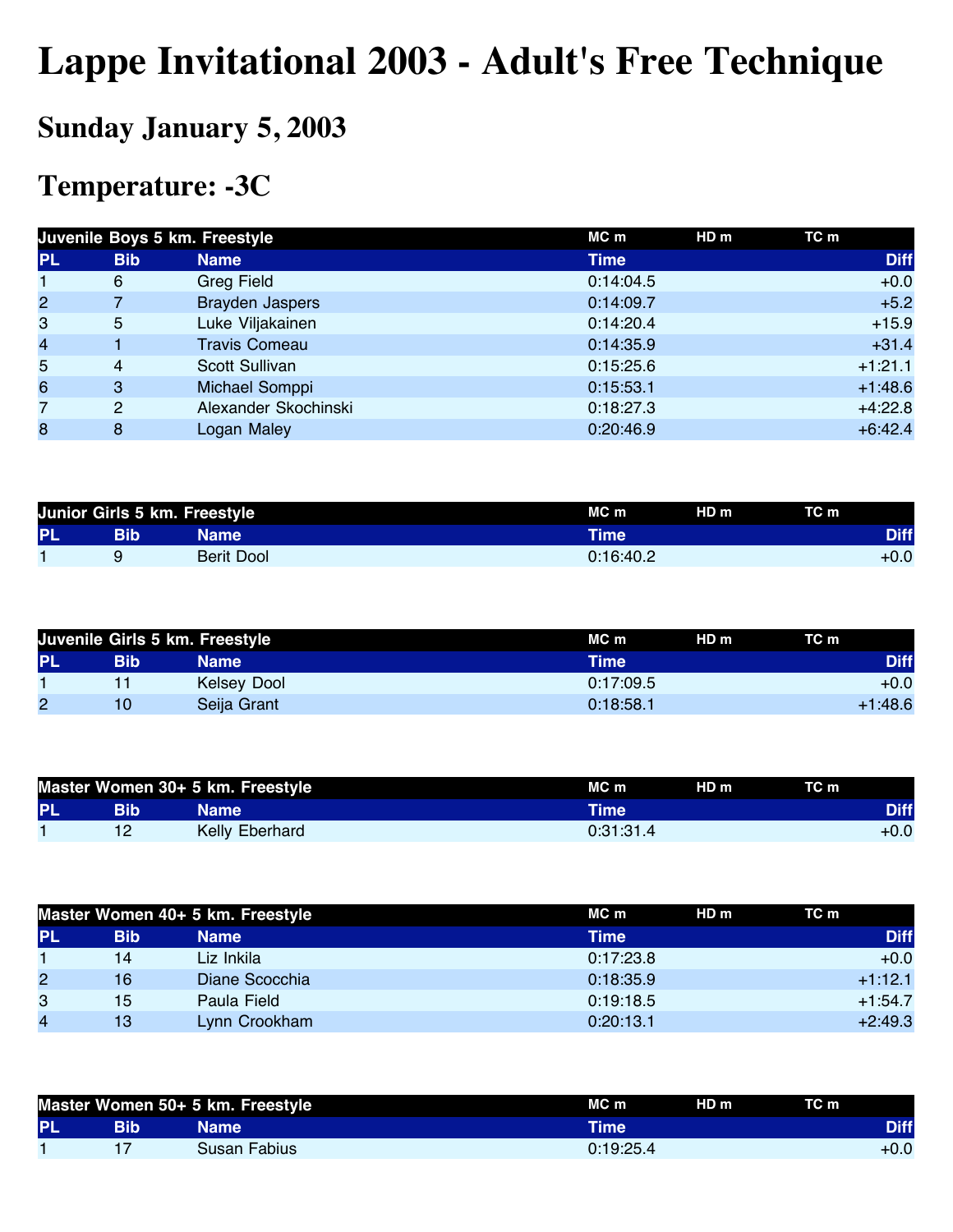# Lappe Invitational 2003 - Adult's Free Technique

## Sunday January 5, 2003

## Temperature: -3C

| Juvenile Boys 5 km. Freestyle | | | MC m | HD m | TC m | |
|---|---|---|---|---|---|---|
| PL | Bib | Name | Time | | | Diff |
| 1 | 6 | Greg Field | 0:14:04.5 | | | +0.0 |
| 2 | 7 | Brayden Jaspers | 0:14:09.7 | | | +5.2 |
| 3 | 5 | Luke Viljakainen | 0:14:20.4 | | | +15.9 |
| 4 | 1 | Travis Comeau | 0:14:35.9 | | | +31.4 |
| 5 | 4 | Scott Sullivan | 0:15:25.6 | | | +1:21.1 |
| 6 | 3 | Michael Somppi | 0:15:53.1 | | | +1:48.6 |
| 7 | 2 | Alexander Skochinski | 0:18:27.3 | | | +4:22.8 |
| 8 | 8 | Logan Maley | 0:20:46.9 | | | +6:42.4 |

| Junior Girls 5 km. Freestyle | | | MC m | HD m | TC m | |
|---|---|---|---|---|---|---|
| PL | Bib | Name | Time | | | Diff |
| 1 | 9 | Berit Dool | 0:16:40.2 | | | +0.0 |

| Juvenile Girls 5 km. Freestyle | | | MC m | HD m | TC m | |
|---|---|---|---|---|---|---|
| PL | Bib | Name | Time | | | Diff |
| 1 | 11 | Kelsey Dool | 0:17:09.5 | | | +0.0 |
| 2 | 10 | Seija Grant | 0:18:58.1 | | | +1:48.6 |

| Master Women 30+ 5 km. Freestyle | | | MC m | HD m | TC m | |
|---|---|---|---|---|---|---|
| PL | Bib | Name | Time | | | Diff |
| 1 | 12 | Kelly Eberhard | 0:31:31.4 | | | +0.0 |

| Master Women 40+ 5 km. Freestyle | | | MC m | HD m | TC m | |
|---|---|---|---|---|---|---|
| PL | Bib | Name | Time | | | Diff |
| 1 | 14 | Liz Inkila | 0:17:23.8 | | | +0.0 |
| 2 | 16 | Diane Scocchia | 0:18:35.9 | | | +1:12.1 |
| 3 | 15 | Paula Field | 0:19:18.5 | | | +1:54.7 |
| 4 | 13 | Lynn Crookham | 0:20:13.1 | | | +2:49.3 |

| Master Women 50+ 5 km. Freestyle | | | MC m | HD m | TC m | |
|---|---|---|---|---|---|---|
| PL | Bib | Name | Time | | | Diff |
| 1 | 17 | Susan Fabius | 0:19:25.4 | | | +0.0 |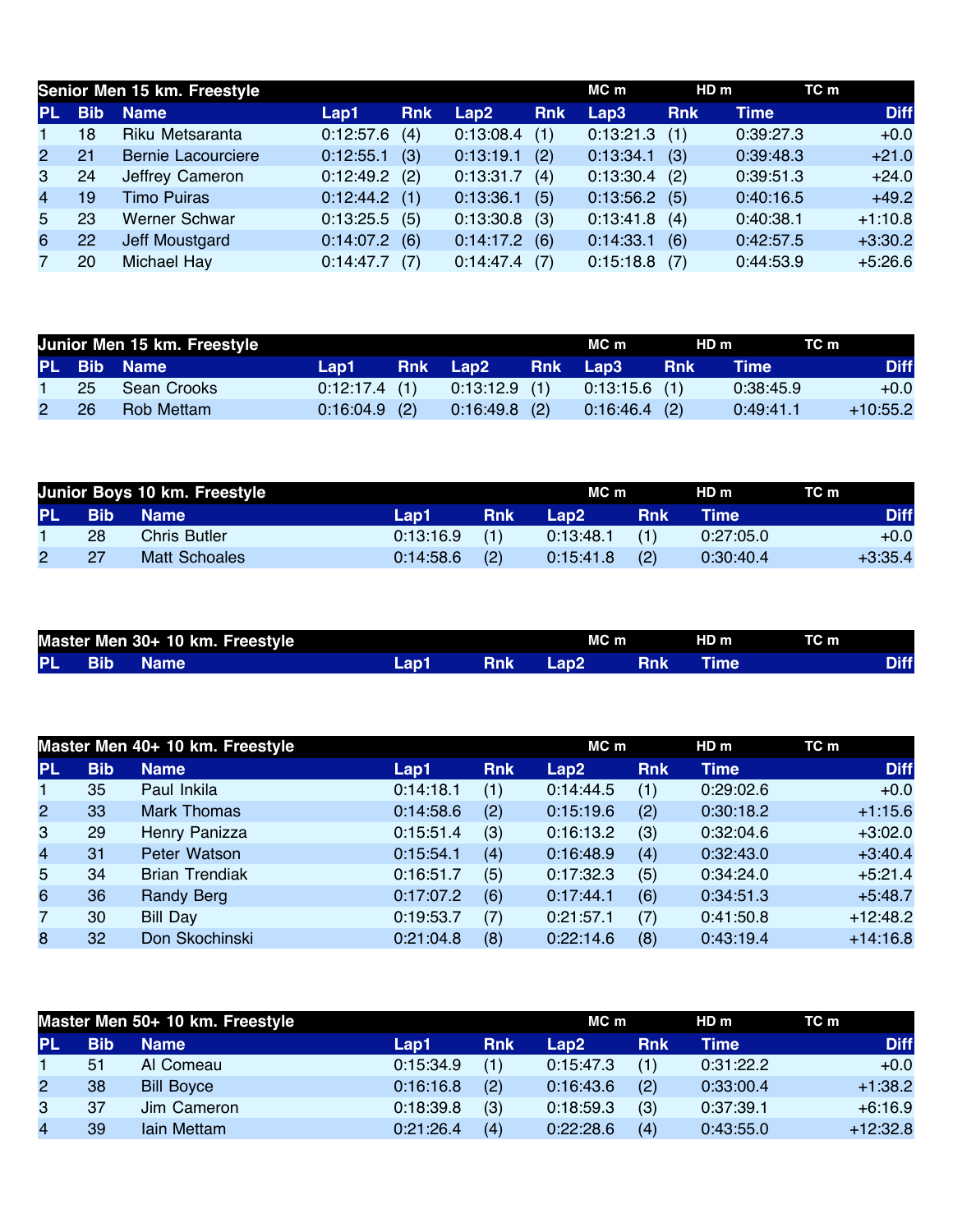## Senior Men 15 km. Freestyle

MC m | HD m | TC m

| PL | Bib | Name | Lap1 | Rnk | Lap2 | Rnk | Lap3 | Rnk | Time | Diff |
|---|---|---|---|---|---|---|---|---|---|---|
| 1 | 18 | Riku Metsaranta | 0:12:57.6 | (4) | 0:13:08.4 | (1) | 0:13:21.3 | (1) | 0:39:27.3 | +0.0 |
| 2 | 21 | Bernie Lacourciere | 0:12:55.1 | (3) | 0:13:19.1 | (2) | 0:13:34.1 | (3) | 0:39:48.3 | +21.0 |
| 3 | 24 | Jeffrey Cameron | 0:12:49.2 | (2) | 0:13:31.7 | (4) | 0:13:30.4 | (2) | 0:39:51.3 | +24.0 |
| 4 | 19 | Timo Puiras | 0:12:44.2 | (1) | 0:13:36.1 | (5) | 0:13:56.2 | (5) | 0:40:16.5 | +49.2 |
| 5 | 23 | Werner Schwar | 0:13:25.5 | (5) | 0:13:30.8 | (3) | 0:13:41.8 | (4) | 0:40:38.1 | +1:10.8 |
| 6 | 22 | Jeff Moustgard | 0:14:07.2 | (6) | 0:14:17.2 | (6) | 0:14:33.1 | (6) | 0:42:57.5 | +3:30.2 |
| 7 | 20 | Michael Hay | 0:14:47.7 | (7) | 0:14:47.4 | (7) | 0:15:18.8 | (7) | 0:44:53.9 | +5:26.6 |

## Junior Men 15 km. Freestyle

MC m | HD m | TC m

| PL | Bib | Name | Lap1 | Rnk | Lap2 | Rnk | Lap3 | Rnk | Time | Diff |
|---|---|---|---|---|---|---|---|---|---|---|
| 1 | 25 | Sean Crooks | 0:12:17.4 | (1) | 0:13:12.9 | (1) | 0:13:15.6 | (1) | 0:38:45.9 | +0.0 |
| 2 | 26 | Rob Mettam | 0:16:04.9 | (2) | 0:16:49.8 | (2) | 0:16:46.4 | (2) | 0:49:41.1 | +10:55.2 |

## Junior Boys 10 km. Freestyle

MC m | HD m | TC m

| PL | Bib | Name | Lap1 | Rnk | Lap2 | Rnk | Time | Diff |
|---|---|---|---|---|---|---|---|---|
| 1 | 28 | Chris Butler | 0:13:16.9 | (1) | 0:13:48.1 | (1) | 0:27:05.0 | +0.0 |
| 2 | 27 | Matt Schoales | 0:14:58.6 | (2) | 0:15:41.8 | (2) | 0:30:40.4 | +3:35.4 |

## Master Men 30+ 10 km. Freestyle

MC m | HD m | TC m

| PL | Bib | Name | Lap1 | Rnk | Lap2 | Rnk | Time | Diff |
|---|---|---|---|---|---|---|---|---|

## Master Men 40+ 10 km. Freestyle

MC m | HD m | TC m

| PL | Bib | Name | Lap1 | Rnk | Lap2 | Rnk | Time | Diff |
|---|---|---|---|---|---|---|---|---|
| 1 | 35 | Paul Inkila | 0:14:18.1 | (1) | 0:14:44.5 | (1) | 0:29:02.6 | +0.0 |
| 2 | 33 | Mark Thomas | 0:14:58.6 | (2) | 0:15:19.6 | (2) | 0:30:18.2 | +1:15.6 |
| 3 | 29 | Henry Panizza | 0:15:51.4 | (3) | 0:16:13.2 | (3) | 0:32:04.6 | +3:02.0 |
| 4 | 31 | Peter Watson | 0:15:54.1 | (4) | 0:16:48.9 | (4) | 0:32:43.0 | +3:40.4 |
| 5 | 34 | Brian Trendiak | 0:16:51.7 | (5) | 0:17:32.3 | (5) | 0:34:24.0 | +5:21.4 |
| 6 | 36 | Randy Berg | 0:17:07.2 | (6) | 0:17:44.1 | (6) | 0:34:51.3 | +5:48.7 |
| 7 | 30 | Bill Day | 0:19:53.7 | (7) | 0:21:57.1 | (7) | 0:41:50.8 | +12:48.2 |
| 8 | 32 | Don Skochinski | 0:21:04.8 | (8) | 0:22:14.6 | (8) | 0:43:19.4 | +14:16.8 |

## Master Men 50+ 10 km. Freestyle

MC m | HD m | TC m

| PL | Bib | Name | Lap1 | Rnk | Lap2 | Rnk | Time | Diff |
|---|---|---|---|---|---|---|---|---|
| 1 | 51 | Al Comeau | 0:15:34.9 | (1) | 0:15:47.3 | (1) | 0:31:22.2 | +0.0 |
| 2 | 38 | Bill Boyce | 0:16:16.8 | (2) | 0:16:43.6 | (2) | 0:33:00.4 | +1:38.2 |
| 3 | 37 | Jim Cameron | 0:18:39.8 | (3) | 0:18:59.3 | (3) | 0:37:39.1 | +6:16.9 |
| 4 | 39 | Iain Mettam | 0:21:26.4 | (4) | 0:22:28.6 | (4) | 0:43:55.0 | +12:32.8 |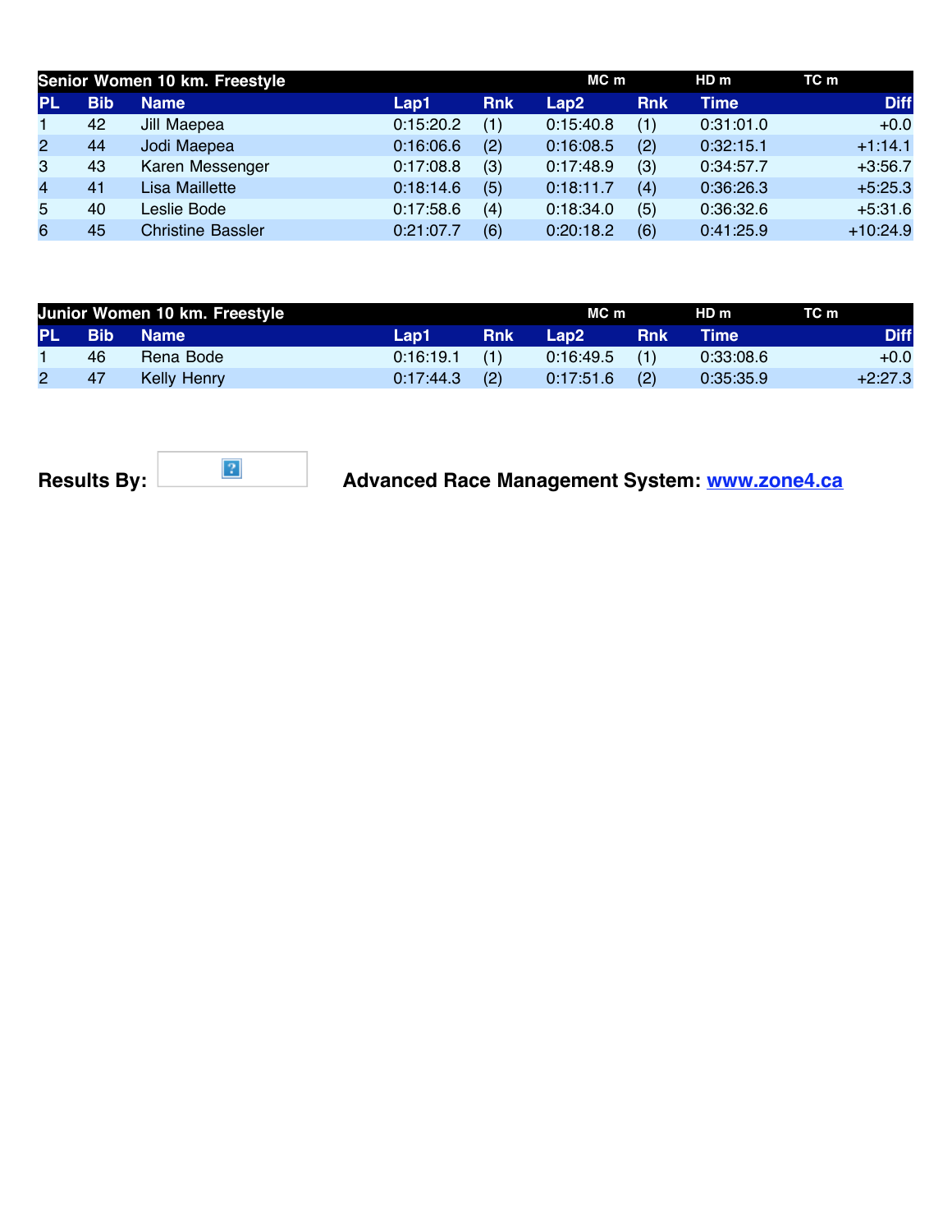| Senior Women 10 km. Freestyle | | | | | | | MC m | HD m | TC m |
|---|---|---|---|---|---|---|---|---|---|
| PL | Bib | Name | Lap1 | Rnk | Lap2 | Rnk | Time | | Diff |
| 1 | 42 | Jill Maepea | 0:15:20.2 | (1) | 0:15:40.8 | (1) | 0:31:01.0 | | +0.0 |
| 2 | 44 | Jodi Maepea | 0:16:06.6 | (2) | 0:16:08.5 | (2) | 0:32:15.1 | | +1:14.1 |
| 3 | 43 | Karen Messenger | 0:17:08.8 | (3) | 0:17:48.9 | (3) | 0:34:57.7 | | +3:56.7 |
| 4 | 41 | Lisa Maillette | 0:18:14.6 | (5) | 0:18:11.7 | (4) | 0:36:26.3 | | +5:25.3 |
| 5 | 40 | Leslie Bode | 0:17:58.6 | (4) | 0:18:34.0 | (5) | 0:36:32.6 | | +5:31.6 |
| 6 | 45 | Christine Bassler | 0:21:07.7 | (6) | 0:20:18.2 | (6) | 0:41:25.9 | | +10:24.9 |

| Junior Women 10 km. Freestyle | | | | | | | MC m | HD m | TC m |
|---|---|---|---|---|---|---|---|---|---|
| PL | Bib | Name | Lap1 | Rnk | Lap2 | Rnk | Time | | Diff |
| 1 | 46 | Rena Bode | 0:16:19.1 | (1) | 0:16:49.5 | (1) | 0:33:08.6 | | +0.0 |
| 2 | 47 | Kelly Henry | 0:17:44.3 | (2) | 0:17:51.6 | (2) | 0:35:35.9 | | +2:27.3 |

**Results By:** **Advanced Race Management System: [www.zone4.ca](http://www.zone4.ca)**